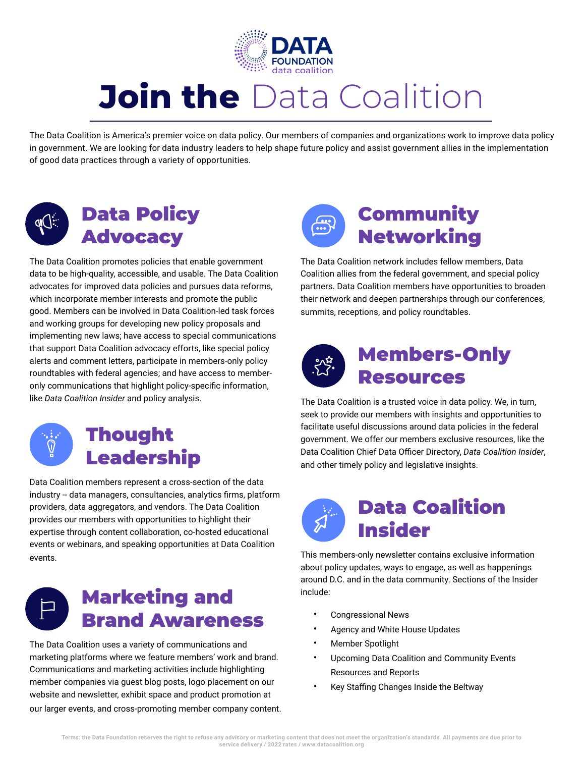# Join the Data Coalition

The Data Coalition is America's premier voice on data policy. Our members of companies and organizations work to improve data policy in government. We are looking for data industry leaders to help shape future policy and assist government allies in the implementation of good data practices through a variety of opportunities.

## Data Policy Advocacy

The Data Coalition promotes policies that enable government data to be high-quality, accessible, and usable. The Data Coalition advocates for improved data policies and pursues data reforms, which incorporate member interests and promote the public good. Members can be involved in Data Coalition-led task forces and working groups for developing new policy proposals and implementing new laws; have access to special communications that support Data Coalition advocacy efforts, like special policy alerts and comment letters, participate in members-only policy roundtables with federal agencies; and have access to member-only communications that highlight policy-specific information, like *Data Coalition Insider* and policy analysis.

## Thought Leadership

Data Coalition members represent a cross-section of the data industry -- data managers, consultancies, analytics firms, platform providers, data aggregators, and vendors. The Data Coalition provides our members with opportunities to highlight their expertise through content collaboration, co-hosted educational events or webinars, and speaking opportunities at Data Coalition events.

## Marketing and Brand Awareness

The Data Coalition uses a variety of communications and marketing platforms where we feature members' work and brand. Communications and marketing activities include highlighting member companies via guest blog posts, logo placement on our website and newsletter, exhibit space and product promotion at our larger events, and cross-promoting member company content.

## Community Networking

The Data Coalition network includes fellow members, Data Coalition allies from the federal government, and special policy partners. Data Coalition members have opportunities to broaden their network and deepen partnerships through our conferences, summits, receptions, and policy roundtables.

## Members-Only Resources

The Data Coalition is a trusted voice in data policy. We, in turn, seek to provide our members with insights and opportunities to facilitate useful discussions around data policies in the federal government. We offer our members exclusive resources, like the Data Coalition Chief Data Officer Directory, *Data Coalition Insider*, and other timely policy and legislative insights.

## Data Coalition Insider

This members-only newsletter contains exclusive information about policy updates, ways to engage, as well as happenings around D.C. and in the data community. Sections of the Insider include:

- Congressional News
- Agency and White House Updates
- Member Spotlight
- Upcoming Data Coalition and Community Events Resources and Reports
- Key Staffing Changes Inside the Beltway

Terms: the Data Foundation reserves the right to refuse any advisory or marketing content that does not meet the organization's standards. All payments are due prior to service delivery / 2022 rates / www.datacoalition.org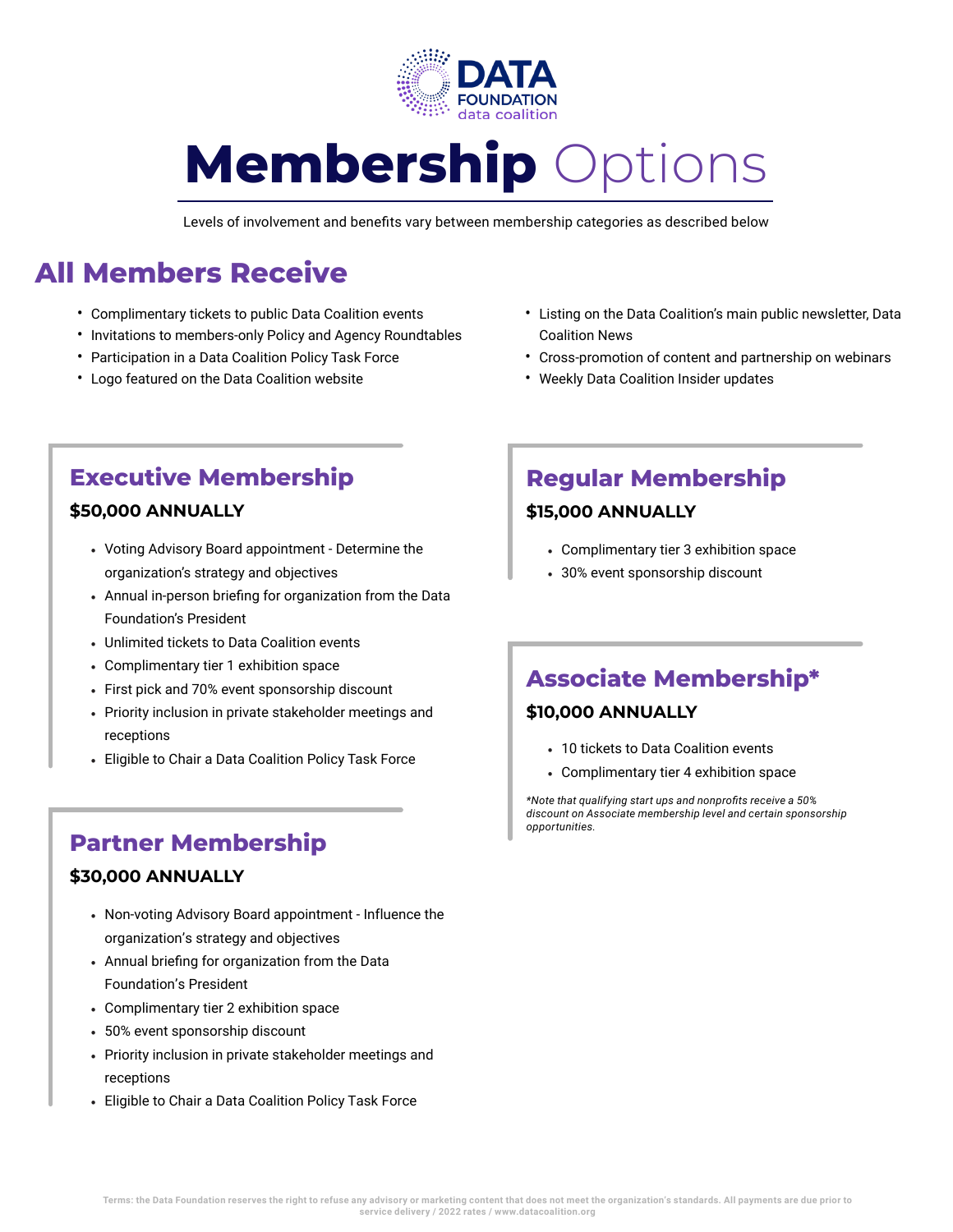# Membership Options

Levels of involvement and benefits vary between membership categories as described below

## All Members Receive

- Complimentary tickets to public Data Coalition events
- Invitations to members-only Policy and Agency Roundtables
- Participation in a Data Coalition Policy Task Force
- Logo featured on the Data Coalition website
- Listing on the Data Coalition's main public newsletter, Data Coalition News
- Cross-promotion of content and partnership on webinars
- Weekly Data Coalition Insider updates

## Executive Membership

**$50,000 ANNUALLY**

- Voting Advisory Board appointment - Determine the organization's strategy and objectives
- Annual in-person briefing for organization from the Data Foundation's President
- Unlimited tickets to Data Coalition events
- Complimentary tier 1 exhibition space
- First pick and 70% event sponsorship discount
- Priority inclusion in private stakeholder meetings and receptions
- Eligible to Chair a Data Coalition Policy Task Force

## Partner Membership

**$30,000 ANNUALLY**

- Non-voting Advisory Board appointment - Influence the organization's strategy and objectives
- Annual briefing for organization from the Data Foundation's President
- Complimentary tier 2 exhibition space
- 50% event sponsorship discount
- Priority inclusion in private stakeholder meetings and receptions
- Eligible to Chair a Data Coalition Policy Task Force

## Regular Membership

**$15,000 ANNUALLY**

- Complimentary tier 3 exhibition space
- 30% event sponsorship discount

## Associate Membership*

**$10,000 ANNUALLY**

- 10 tickets to Data Coalition events
- Complimentary tier 4 exhibition space

*\*Note that qualifying start ups and nonprofits receive a 50% discount on Associate membership level and certain sponsorship opportunities.*

Terms: the Data Foundation reserves the right to refuse any advisory or marketing content that does not meet the organization's standards. All payments are due prior to service delivery / 2022 rates / www.datacoalition.org